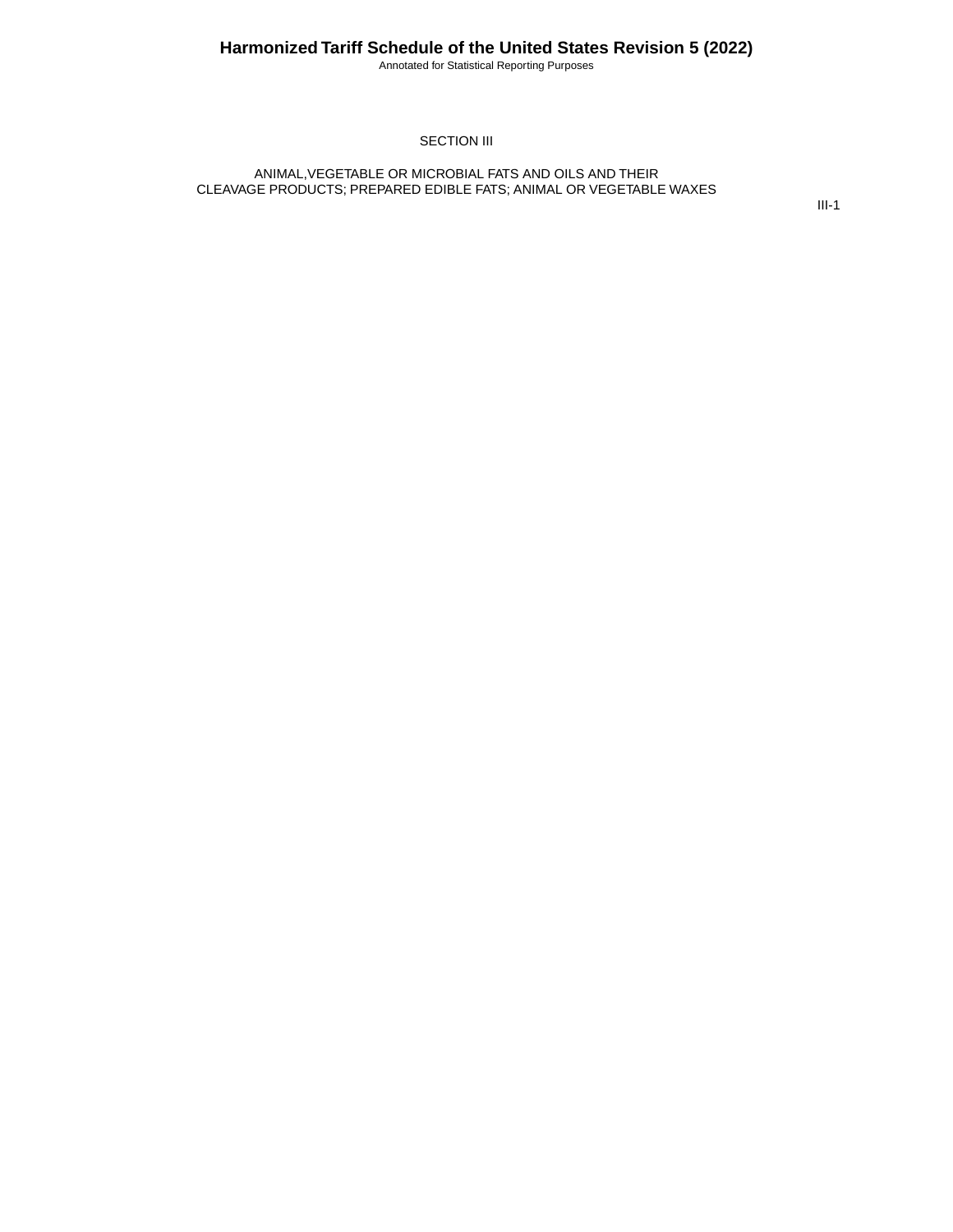# SECTION III

## ANIMAL,VEGETABLE OR MICROBIAL FATS AND OILS AND THEIR CLEAVAGE PRODUCTS; PREPARED EDIBLE FATS; ANIMAL OR VEGETABLE WAXES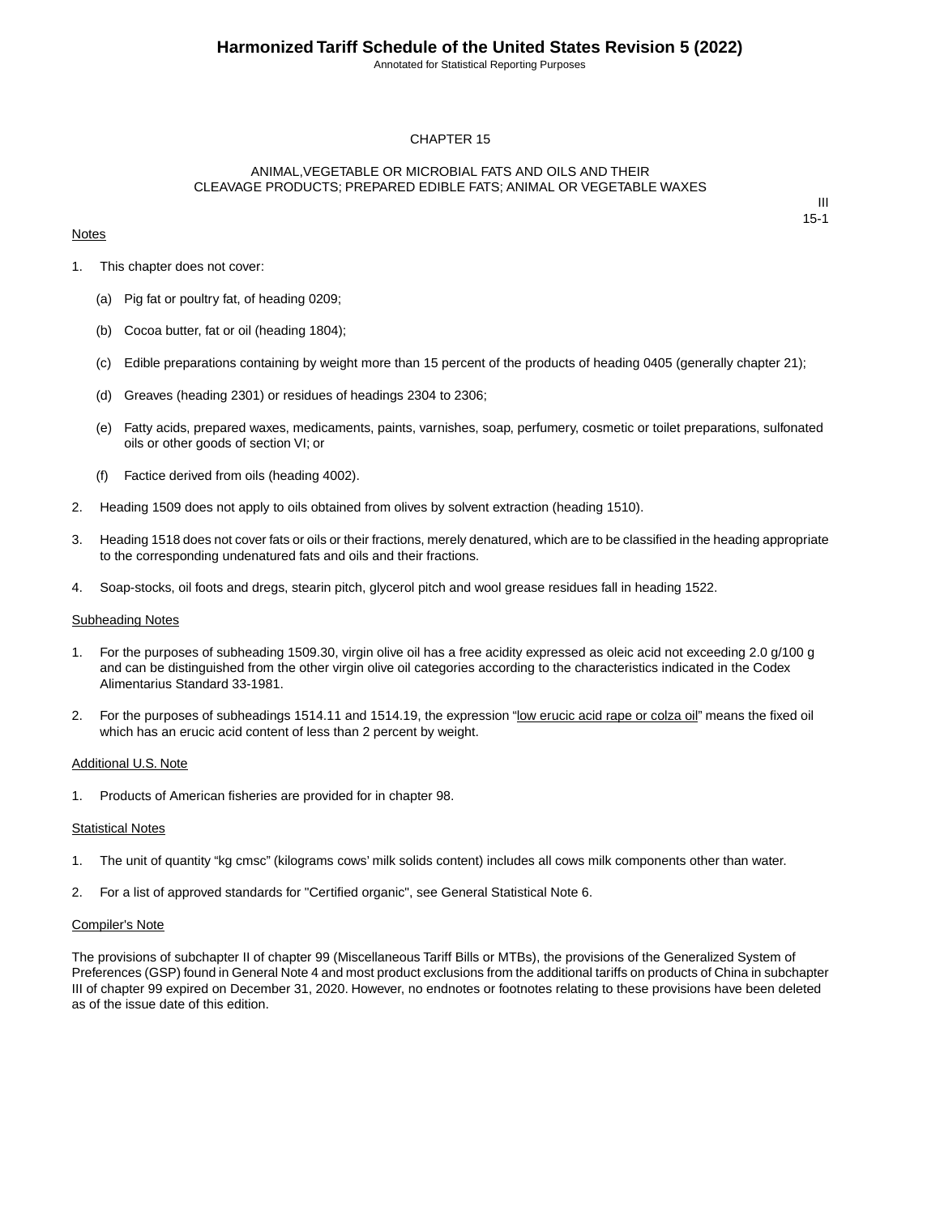## CHAPTER 15

## ANIMAL,VEGETABLE OR MICROBIAL FATS AND OILS AND THEIR CLEAVAGE PRODUCTS; PREPARED EDIBLE FATS; ANIMAL OR VEGETABLE WAXES

III
15-1

Notes

1. This chapter does not cover:

   (a) Pig fat or poultry fat, of heading 0209;

   (b) Cocoa butter, fat or oil (heading 1804);

   (c) Edible preparations containing by weight more than 15 percent of the products of heading 0405 (generally chapter 21);

   (d) Greaves (heading 2301) or residues of headings 2304 to 2306;

   (e) Fatty acids, prepared waxes, medicaments, paints, varnishes, soap, perfumery, cosmetic or toilet preparations, sulfonated oils or other goods of section VI; or

   (f) Factice derived from oils (heading 4002).

2. Heading 1509 does not apply to oils obtained from olives by solvent extraction (heading 1510).

3. Heading 1518 does not cover fats or oils or their fractions, merely denatured, which are to be classified in the heading appropriate to the corresponding undenatured fats and oils and their fractions.

4. Soap-stocks, oil foots and dregs, stearin pitch, glycerol pitch and wool grease residues fall in heading 1522.

Subheading Notes

1. For the purposes of subheading 1509.30, virgin olive oil has a free acidity expressed as oleic acid not exceeding 2.0 g/100 g and can be distinguished from the other virgin olive oil categories according to the characteristics indicated in the Codex Alimentarius Standard 33-1981.

2. For the purposes of subheadings 1514.11 and 1514.19, the expression "low erucic acid rape or colza oil" means the fixed oil which has an erucic acid content of less than 2 percent by weight.

Additional U.S. Note

1. Products of American fisheries are provided for in chapter 98.

Statistical Notes

1. The unit of quantity "kg cmsc" (kilograms cows' milk solids content) includes all cows milk components other than water.

2. For a list of approved standards for "Certified organic", see General Statistical Note 6.

Compiler's Note

The provisions of subchapter II of chapter 99 (Miscellaneous Tariff Bills or MTBs), the provisions of the Generalized System of Preferences (GSP) found in General Note 4 and most product exclusions from the additional tariffs on products of China in subchapter III of chapter 99 expired on December 31, 2020. However, no endnotes or footnotes relating to these provisions have been deleted as of the issue date of this edition.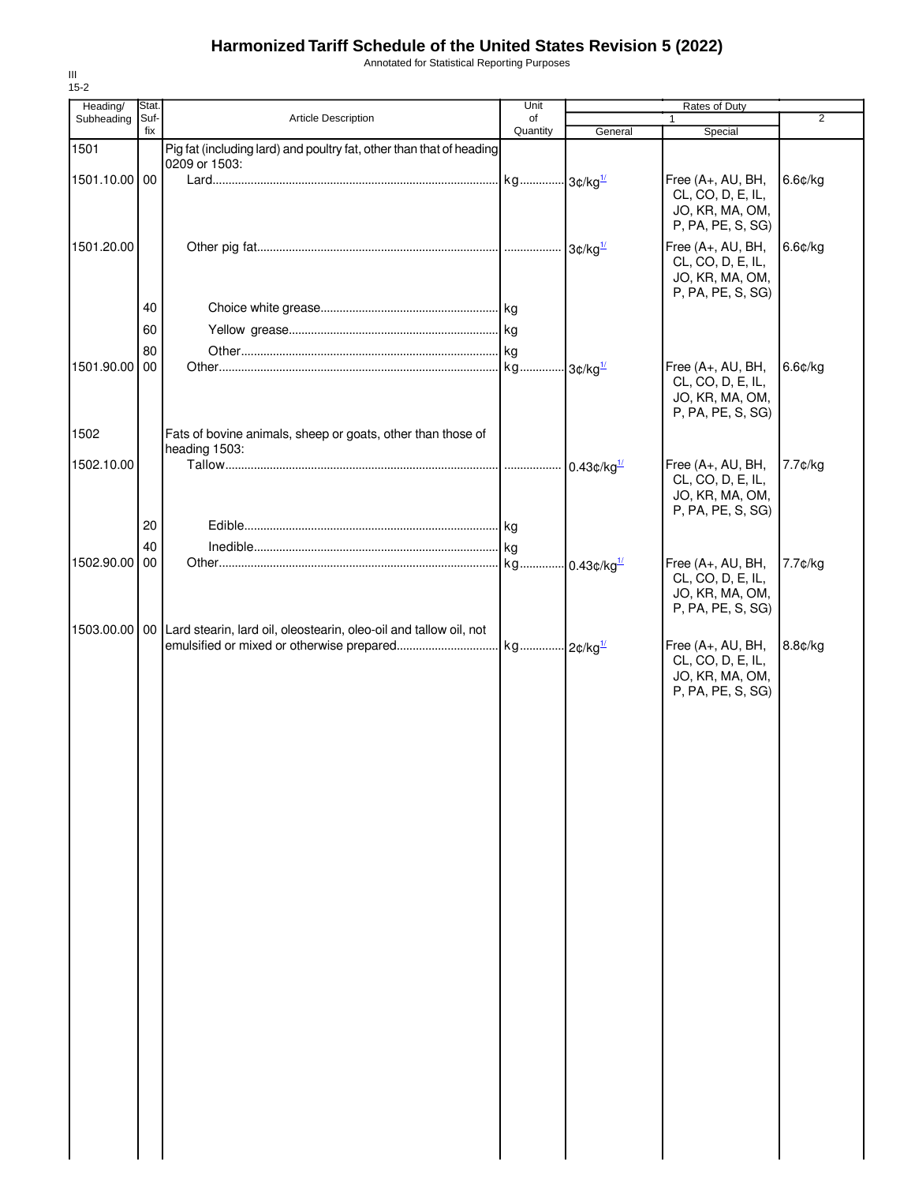# Harmonized Tariff Schedule of the United States Revision 5 (2022)

Annotated for Statistical Reporting Purposes

III
15-2

| Heading/ Subheading | Stat. Suf- fix | Article Description | Unit of Quantity | Rates of Duty 1 General | Special | 2 |
|---|---|---|---|---|---|---|
| 1501 | | Pig fat (including lard) and poultry fat, other than that of heading 0209 or 1503: | | | | |
| 1501.10.00 | 00 | Lard | kg | 3¢/kg[1/] | Free (A+, AU, BH, CL, CO, D, E, IL, JO, KR, MA, OM, P, PA, PE, S, SG) | 6.6¢/kg |
| 1501.20.00 | | Other pig fat | | 3¢/kg[1/] | Free (A+, AU, BH, CL, CO, D, E, IL, JO, KR, MA, OM, P, PA, PE, S, SG) | 6.6¢/kg |
| | 40 | Choice white grease | kg | | | |
| | 60 | Yellow grease | kg | | | |
| | 80 | Other | kg | | | |
| 1501.90.00 | 00 | Other | kg | 3¢/kg[1/] | Free (A+, AU, BH, CL, CO, D, E, IL, JO, KR, MA, OM, P, PA, PE, S, SG) | 6.6¢/kg |
| 1502 | | Fats of bovine animals, sheep or goats, other than those of heading 1503: | | | | |
| 1502.10.00 | | Tallow | | 0.43¢/kg[1/] | Free (A+, AU, BH, CL, CO, D, E, IL, JO, KR, MA, OM, P, PA, PE, S, SG) | 7.7¢/kg |
| | 20 | Edible | kg | | | |
| | 40 | Inedible | kg | | | |
| 1502.90.00 | 00 | Other | kg | 0.43¢/kg[1/] | Free (A+, AU, BH, CL, CO, D, E, IL, JO, KR, MA, OM, P, PA, PE, S, SG) | 7.7¢/kg |
| 1503.00.00 | 00 | Lard stearin, lard oil, oleostearin, oleo-oil and tallow oil, not emulsified or mixed or otherwise prepared | kg | 2¢/kg[1/] | Free (A+, AU, BH, CL, CO, D, E, IL, JO, KR, MA, OM, P, PA, PE, S, SG) | 8.8¢/kg |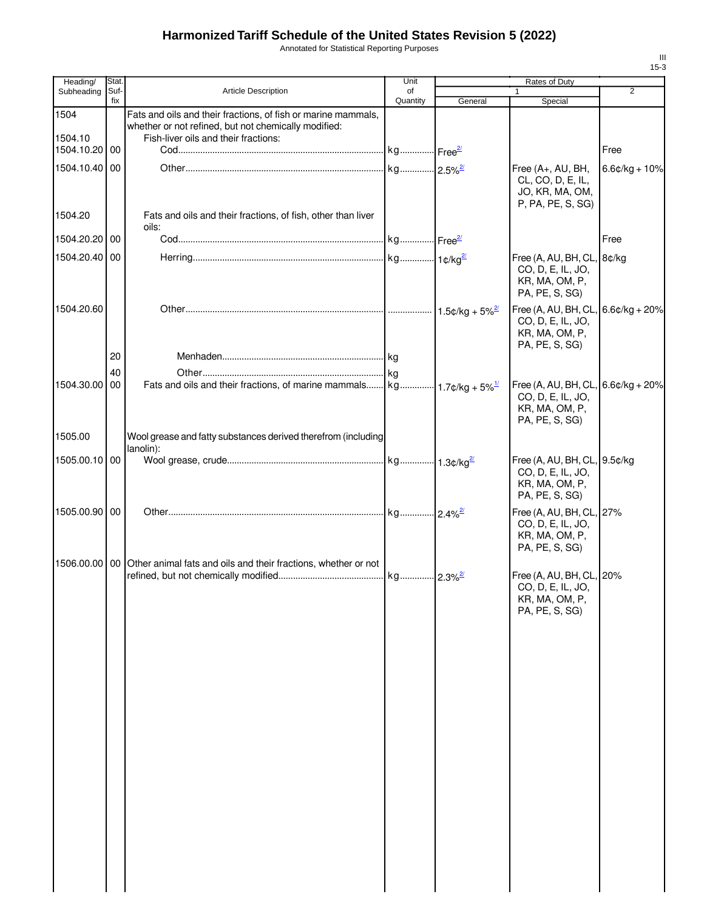# Harmonized Tariff Schedule of the United States Revision 5 (2022)

Annotated for Statistical Reporting Purposes

| Heading/ Subheading | Stat. Suf- fix | Article Description | Unit of Quantity | Rates of Duty 1 General | Special | 2 |
|---|---|---|---|---|---|---|
| 1504 | | Fats and oils and their fractions, of fish or marine mammals, whether or not refined, but not chemically modified: | | | | |
| 1504.10 | | Fish-liver oils and their fractions: | | | | |
| 1504.10.20 | 00 | Cod | kg | Free[2/] | | Free |
| 1504.10.40 | 00 | Other | kg | 2.5%[2/] | Free (A+, AU, BH, CL, CO, D, E, IL, JO, KR, MA, OM, P, PA, PE, S, SG) | 6.6¢/kg + 10% |
| 1504.20 | | Fats and oils and their fractions, of fish, other than liver oils: | | | | |
| 1504.20.20 | 00 | Cod | kg | Free[2/] | | Free |
| 1504.20.40 | 00 | Herring | kg | 1¢/kg[2/] | Free (A, AU, BH, CL, CO, D, E, IL, JO, KR, MA, OM, P, PA, PE, S, SG) | 8¢/kg |
| 1504.20.60 | | Other | | 1.5¢/kg + 5%[2/] | Free (A, AU, BH, CL, CO, D, E, IL, JO, KR, MA, OM, P, PA, PE, S, SG) | 6.6¢/kg + 20% |
| | 20 | Menhaden | kg | | | |
| | 40 | Other | kg | | | |
| 1504.30.00 | 00 | Fats and oils and their fractions, of marine mammals | kg | 1.7¢/kg + 5%[1/] | Free (A, AU, BH, CL, CO, D, E, IL, JO, KR, MA, OM, P, PA, PE, S, SG) | 6.6¢/kg + 20% |
| 1505.00 | | Wool grease and fatty substances derived therefrom (including lanolin): | | | | |
| 1505.00.10 | 00 | Wool grease, crude | kg | 1.3¢/kg[2/] | Free (A, AU, BH, CL, CO, D, E, IL, JO, KR, MA, OM, P, PA, PE, S, SG) | 9.5¢/kg |
| 1505.00.90 | 00 | Other | kg | 2.4%[2/] | Free (A, AU, BH, CL, CO, D, E, IL, JO, KR, MA, OM, P, PA, PE, S, SG) | 27% |
| 1506.00.00 | 00 | Other animal fats and oils and their fractions, whether or not refined, but not chemically modified | kg | 2.3%[2/] | Free (A, AU, BH, CL, CO, D, E, IL, JO, KR, MA, OM, P, PA, PE, S, SG) | 20% |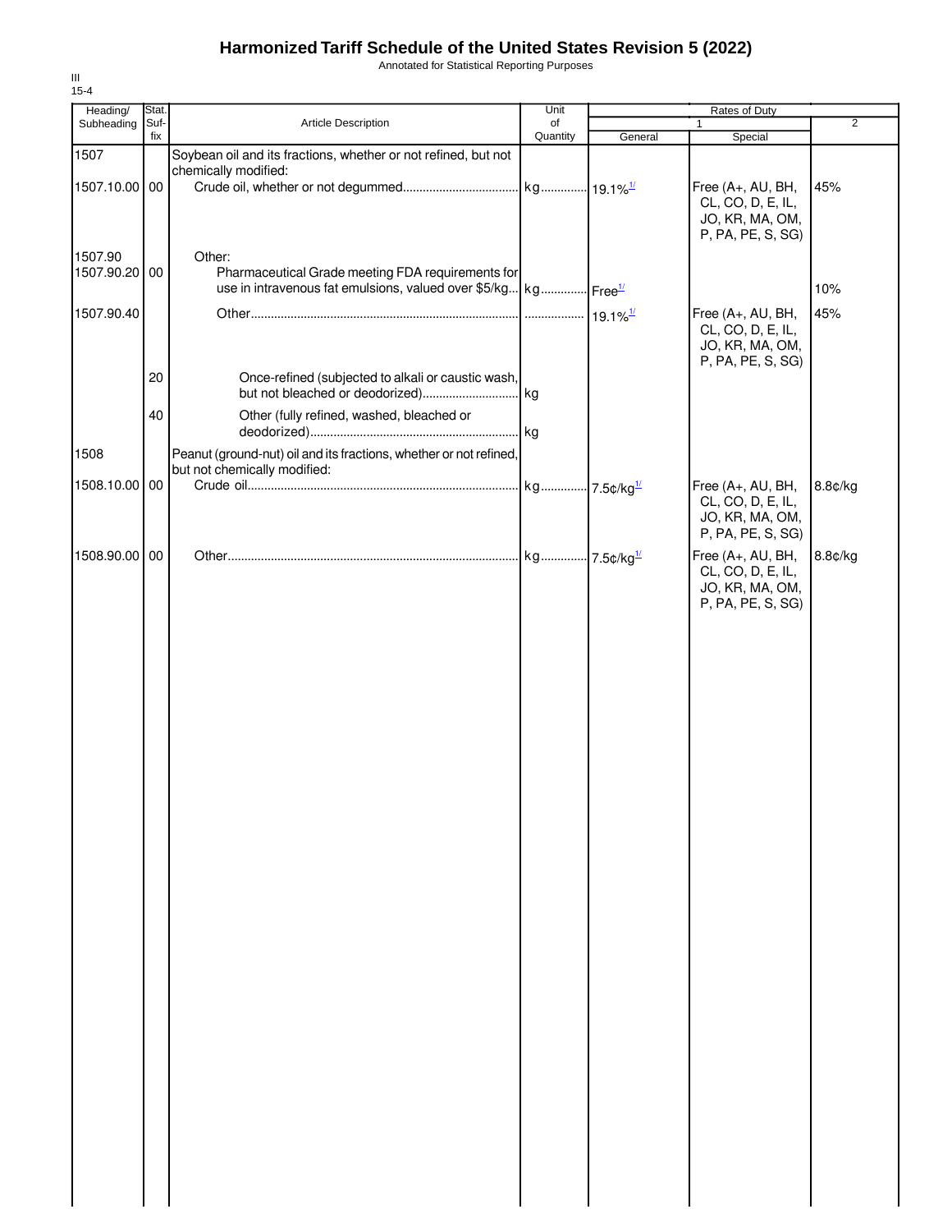# Harmonized Tariff Schedule of the United States Revision 5 (2022)

Annotated for Statistical Reporting Purposes

III
15-4

| Heading/ Subheading | Stat. Suf- fix | Article Description | Unit of Quantity | Rates of Duty 1 General | Special | 2 |
|---|---|---|---|---|---|---|
| 1507 | | Soybean oil and its fractions, whether or not refined, but not chemically modified: | | | | |
| 1507.10.00 | 00 | Crude oil, whether or not degummed | kg | 19.1%[1/] | Free (A+, AU, BH, CL, CO, D, E, IL, JO, KR, MA, OM, P, PA, PE, S, SG) | 45% |
| 1507.90 | | Other: | | | | |
| 1507.90.20 | 00 | Pharmaceutical Grade meeting FDA requirements for use in intravenous fat emulsions, valued over $5/kg | kg | Free[1/] | | 10% |
| 1507.90.40 | | Other | | 19.1%[1/] | Free (A+, AU, BH, CL, CO, D, E, IL, JO, KR, MA, OM, P, PA, PE, S, SG) | 45% |
| | 20 | Once-refined (subjected to alkali or caustic wash, but not bleached or deodorized) | kg | | | |
| | 40 | Other (fully refined, washed, bleached or deodorized) | kg | | | |
| 1508 | | Peanut (ground-nut) oil and its fractions, whether or not refined, but not chemically modified: | | | | |
| 1508.10.00 | 00 | Crude oil | kg | 7.5¢/kg[1/] | Free (A+, AU, BH, CL, CO, D, E, IL, JO, KR, MA, OM, P, PA, PE, S, SG) | 8.8¢/kg |
| 1508.90.00 | 00 | Other | kg | 7.5¢/kg[1/] | Free (A+, AU, BH, CL, CO, D, E, IL, JO, KR, MA, OM, P, PA, PE, S, SG) | 8.8¢/kg |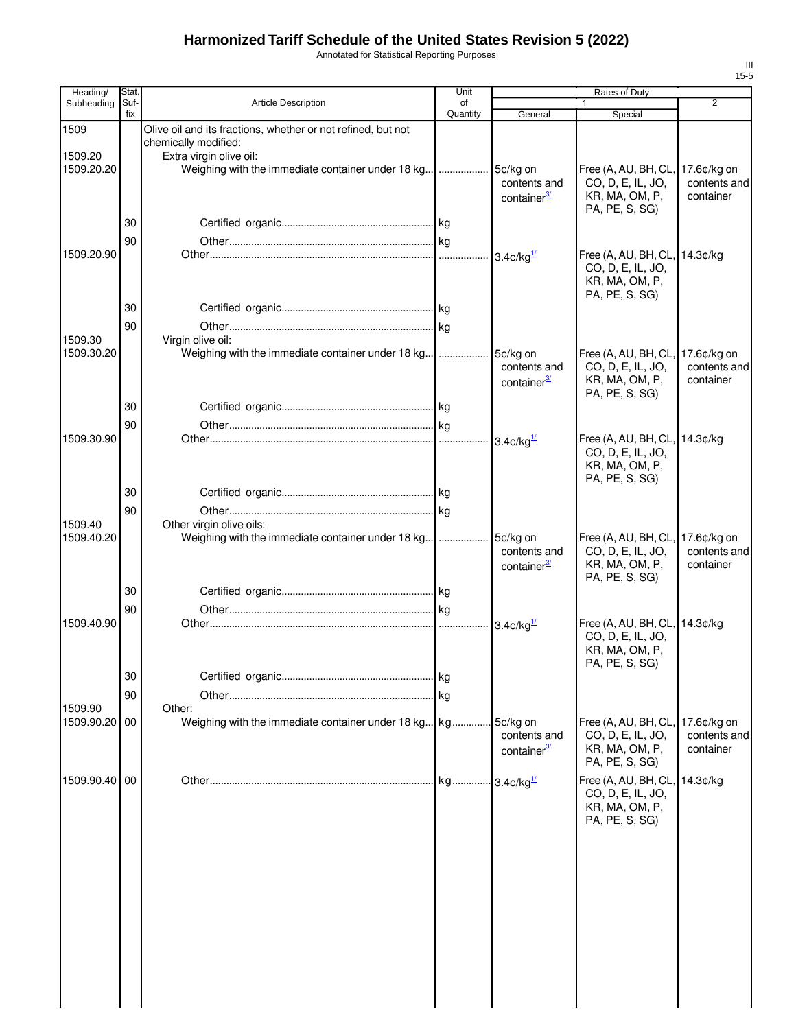# Harmonized Tariff Schedule of the United States Revision 5 (2022)

Annotated for Statistical Reporting Purposes

| Heading/ Subheading | Stat. Suf- fix | Article Description | Unit of Quantity | Rates of Duty 1 General | Special | 2 |
|---|---|---|---|---|---|---|
| 1509 | | Olive oil and its fractions, whether or not refined, but not chemically modified: | | | | |
| 1509.20 | | Extra virgin olive oil: | | | | |
| 1509.20.20 | | Weighing with the immediate container under 18 kg | | 5¢/kg on contents and container[3/] | Free (A, AU, BH, CL, CO, D, E, IL, JO, KR, MA, OM, P, PA, PE, S, SG) | 17.6¢/kg on contents and container |
| | 30 | Certified organic | kg | | | |
| | 90 | Other | kg | | | |
| 1509.20.90 | | Other | | 3.4¢/kg[1/] | Free (A, AU, BH, CL, CO, D, E, IL, JO, KR, MA, OM, P, PA, PE, S, SG) | 14.3¢/kg |
| | 30 | Certified organic | kg | | | |
| | 90 | Other | kg | | | |
| 1509.30 | | Virgin olive oil: | | | | |
| 1509.30.20 | | Weighing with the immediate container under 18 kg | | 5¢/kg on contents and container[3/] | Free (A, AU, BH, CL, CO, D, E, IL, JO, KR, MA, OM, P, PA, PE, S, SG) | 17.6¢/kg on contents and container |
| | 30 | Certified organic | kg | | | |
| | 90 | Other | kg | | | |
| 1509.30.90 | | Other | | 3.4¢/kg[1/] | Free (A, AU, BH, CL, CO, D, E, IL, JO, KR, MA, OM, P, PA, PE, S, SG) | 14.3¢/kg |
| | 30 | Certified organic | kg | | | |
| | 90 | Other | kg | | | |
| 1509.40 | | Other virgin olive oils: | | | | |
| 1509.40.20 | | Weighing with the immediate container under 18 kg | | 5¢/kg on contents and container[3/] | Free (A, AU, BH, CL, CO, D, E, IL, JO, KR, MA, OM, P, PA, PE, S, SG) | 17.6¢/kg on contents and container |
| | 30 | Certified organic | kg | | | |
| | 90 | Other | kg | | | |
| 1509.40.90 | | Other | | 3.4¢/kg[1/] | Free (A, AU, BH, CL, CO, D, E, IL, JO, KR, MA, OM, P, PA, PE, S, SG) | 14.3¢/kg |
| | 30 | Certified organic | kg | | | |
| | 90 | Other | kg | | | |
| 1509.90 | | Other: | | | | |
| 1509.90.20 | 00 | Weighing with the immediate container under 18 kg | kg | 5¢/kg on contents and container[3/] | Free (A, AU, BH, CL, CO, D, E, IL, JO, KR, MA, OM, P, PA, PE, S, SG) | 17.6¢/kg on contents and container |
| 1509.90.40 | 00 | Other | kg | 3.4¢/kg[1/] | Free (A, AU, BH, CL, CO, D, E, IL, JO, KR, MA, OM, P, PA, PE, S, SG) | 14.3¢/kg |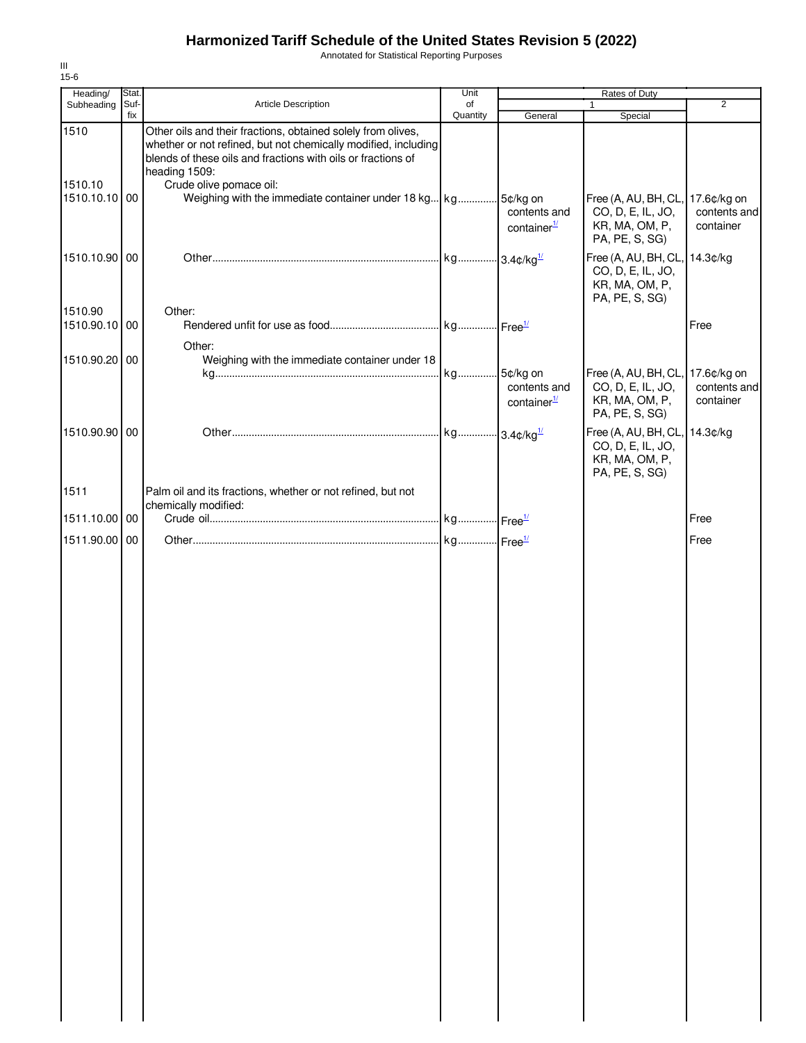# Harmonized Tariff Schedule of the United States Revision 5 (2022)

Annotated for Statistical Reporting Purposes

III
15-6

| Heading/ Subheading | Stat. Suf- fix | Article Description | Unit of Quantity | Rates of Duty | | |
|---|---|---|---|---|---|---|
| | | | | 1 | | 2 |
| | | | | General | Special | |
| 1510 | | Other oils and their fractions, obtained solely from olives, whether or not refined, but not chemically modified, including blends of these oils and fractions with oils or fractions of heading 1509: | | | | |
| 1510.10 | | Crude olive pomace oil: | | | | |
| 1510.10.10 | 00 | Weighing with the immediate container under 18 kg | kg | 5¢/kg on contents and container[1/] | Free (A, AU, BH, CL, CO, D, E, IL, JO, KR, MA, OM, P, PA, PE, S, SG) | 17.6¢/kg on contents and container |
| 1510.10.90 | 00 | Other | kg | 3.4¢/kg[1/] | Free (A, AU, BH, CL, CO, D, E, IL, JO, KR, MA, OM, P, PA, PE, S, SG) | 14.3¢/kg |
| 1510.90 | | Other: | | | | |
| 1510.90.10 | 00 | Rendered unfit for use as food | kg | Free[1/] | | Free |
| | | Other: | | | | |
| 1510.90.20 | 00 | Weighing with the immediate container under 18 kg | kg | 5¢/kg on contents and container[1/] | Free (A, AU, BH, CL, CO, D, E, IL, JO, KR, MA, OM, P, PA, PE, S, SG) | 17.6¢/kg on contents and container |
| 1510.90.90 | 00 | Other | kg | 3.4¢/kg[1/] | Free (A, AU, BH, CL, CO, D, E, IL, JO, KR, MA, OM, P, PA, PE, S, SG) | 14.3¢/kg |
| 1511 | | Palm oil and its fractions, whether or not refined, but not chemically modified: | | | | |
| 1511.10.00 | 00 | Crude oil | kg | Free[1/] | | Free |
| 1511.90.00 | 00 | Other | kg | Free[1/] | | Free |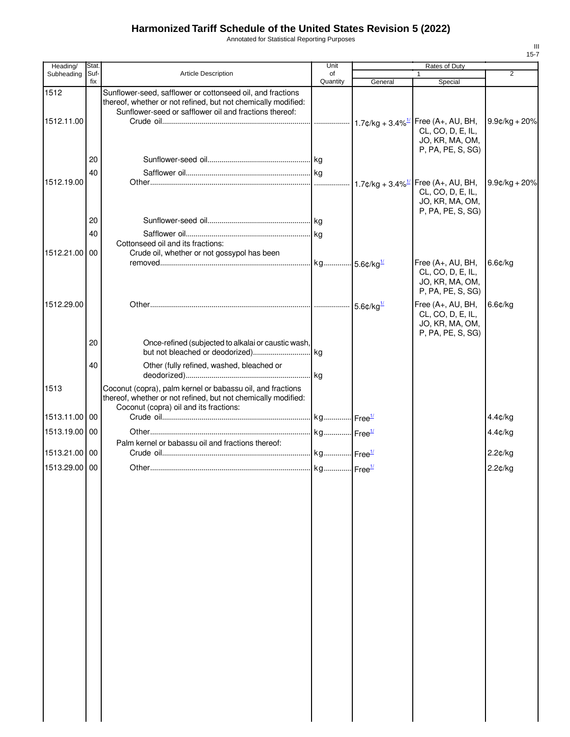# Harmonized Tariff Schedule of the United States Revision 5 (2022)

Annotated for Statistical Reporting Purposes

| Heading/ Subheading | Stat. Suf- fix | Article Description | Unit of Quantity | Rates of Duty 1 General | Special | 2 |
|---|---|---|---|---|---|---|
| 1512 | | Sunflower-seed, safflower or cottonseed oil, and fractions thereof, whether or not refined, but not chemically modified: | | | | |
| | | Sunflower-seed or safflower oil and fractions thereof: | | | | |
| 1512.11.00 | | Crude oil | | 1.7¢/kg + 3.4%[1/] | Free (A+, AU, BH, CL, CO, D, E, IL, JO, KR, MA, OM, P, PA, PE, S, SG) | 9.9¢/kg + 20% |
| | 20 | Sunflower-seed oil | kg | | | |
| | 40 | Safflower oil | kg | | | |
| 1512.19.00 | | Other | | 1.7¢/kg + 3.4%[1/] | Free (A+, AU, BH, CL, CO, D, E, IL, JO, KR, MA, OM, P, PA, PE, S, SG) | 9.9¢/kg + 20% |
| | 20 | Sunflower-seed oil | kg | | | |
| | 40 | Safflower oil | kg | | | |
| | | Cottonseed oil and its fractions: | | | | |
| 1512.21.00 | 00 | Crude oil, whether or not gossypol has been removed | kg | 5.6¢/kg[1/] | Free (A+, AU, BH, CL, CO, D, E, IL, JO, KR, MA, OM, P, PA, PE, S, SG) | 6.6¢/kg |
| 1512.29.00 | | Other | | 5.6¢/kg[1/] | Free (A+, AU, BH, CL, CO, D, E, IL, JO, KR, MA, OM, P, PA, PE, S, SG) | 6.6¢/kg |
| | 20 | Once-refined (subjected to alkalai or caustic wash, but not bleached or deodorized) | kg | | | |
| | 40 | Other (fully refined, washed, bleached or deodorized) | kg | | | |
| 1513 | | Coconut (copra), palm kernel or babassu oil, and fractions thereof, whether or not refined, but not chemically modified: | | | | |
| | | Coconut (copra) oil and its fractions: | | | | |
| 1513.11.00 | 00 | Crude oil | kg | Free[1/] | | 4.4¢/kg |
| 1513.19.00 | 00 | Other | kg | Free[1/] | | 4.4¢/kg |
| | | Palm kernel or babassu oil and fractions thereof: | | | | |
| 1513.21.00 | 00 | Crude oil | kg | Free[1/] | | 2.2¢/kg |
| 1513.29.00 | 00 | Other | kg | Free[1/] | | 2.2¢/kg |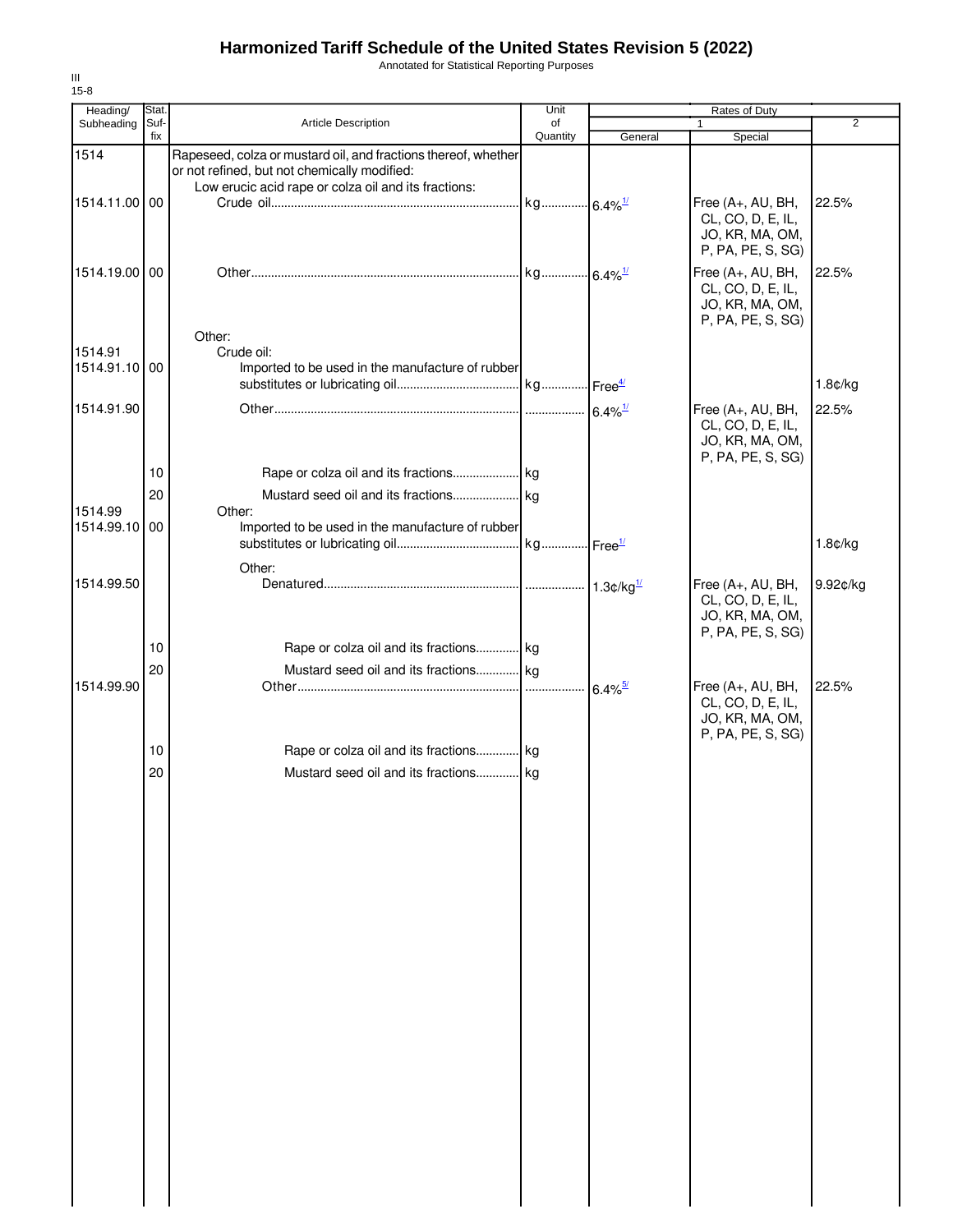# Harmonized Tariff Schedule of the United States Revision 5 (2022)

Annotated for Statistical Reporting Purposes

III
15-8

| Heading/ Subheading | Stat. Suf- fix | Article Description | Unit of Quantity | Rates of Duty 1 General | Special | 2 |
|---|---|---|---|---|---|---|
| 1514 | | Rapeseed, colza or mustard oil, and fractions thereof, whether or not refined, but not chemically modified: | | | | |
| | | Low erucic acid rape or colza oil and its fractions: | | | | |
| 1514.11.00 | 00 | Crude oil | kg | 6.4%[1/] | Free (A+, AU, BH, CL, CO, D, E, IL, JO, KR, MA, OM, P, PA, PE, S, SG) | 22.5% |
| 1514.19.00 | 00 | Other | kg | 6.4%[1/] | Free (A+, AU, BH, CL, CO, D, E, IL, JO, KR, MA, OM, P, PA, PE, S, SG) | 22.5% |
| | | Other: | | | | |
| 1514.91 | | Crude oil: | | | | |
| 1514.91.10 | 00 | Imported to be used in the manufacture of rubber substitutes or lubricating oil | kg | Free[4/] | | 1.8¢/kg |
| 1514.91.90 | | Other | | 6.4%[1/] | Free (A+, AU, BH, CL, CO, D, E, IL, JO, KR, MA, OM, P, PA, PE, S, SG) | 22.5% |
| | 10 | Rape or colza oil and its fractions | kg | | | |
| | 20 | Mustard seed oil and its fractions | kg | | | |
| 1514.99 | | Other: | | | | |
| 1514.99.10 | 00 | Imported to be used in the manufacture of rubber substitutes or lubricating oil | kg | Free[1/] | | 1.8¢/kg |
| | | Other: | | | | |
| 1514.99.50 | | Denatured | | 1.3¢/kg[1/] | Free (A+, AU, BH, CL, CO, D, E, IL, JO, KR, MA, OM, P, PA, PE, S, SG) | 9.92¢/kg |
| | 10 | Rape or colza oil and its fractions | kg | | | |
| | 20 | Mustard seed oil and its fractions | kg | | | |
| 1514.99.90 | | Other | | 6.4%[5/] | Free (A+, AU, BH, CL, CO, D, E, IL, JO, KR, MA, OM, P, PA, PE, S, SG) | 22.5% |
| | 10 | Rape or colza oil and its fractions | kg | | | |
| | 20 | Mustard seed oil and its fractions | kg | | | |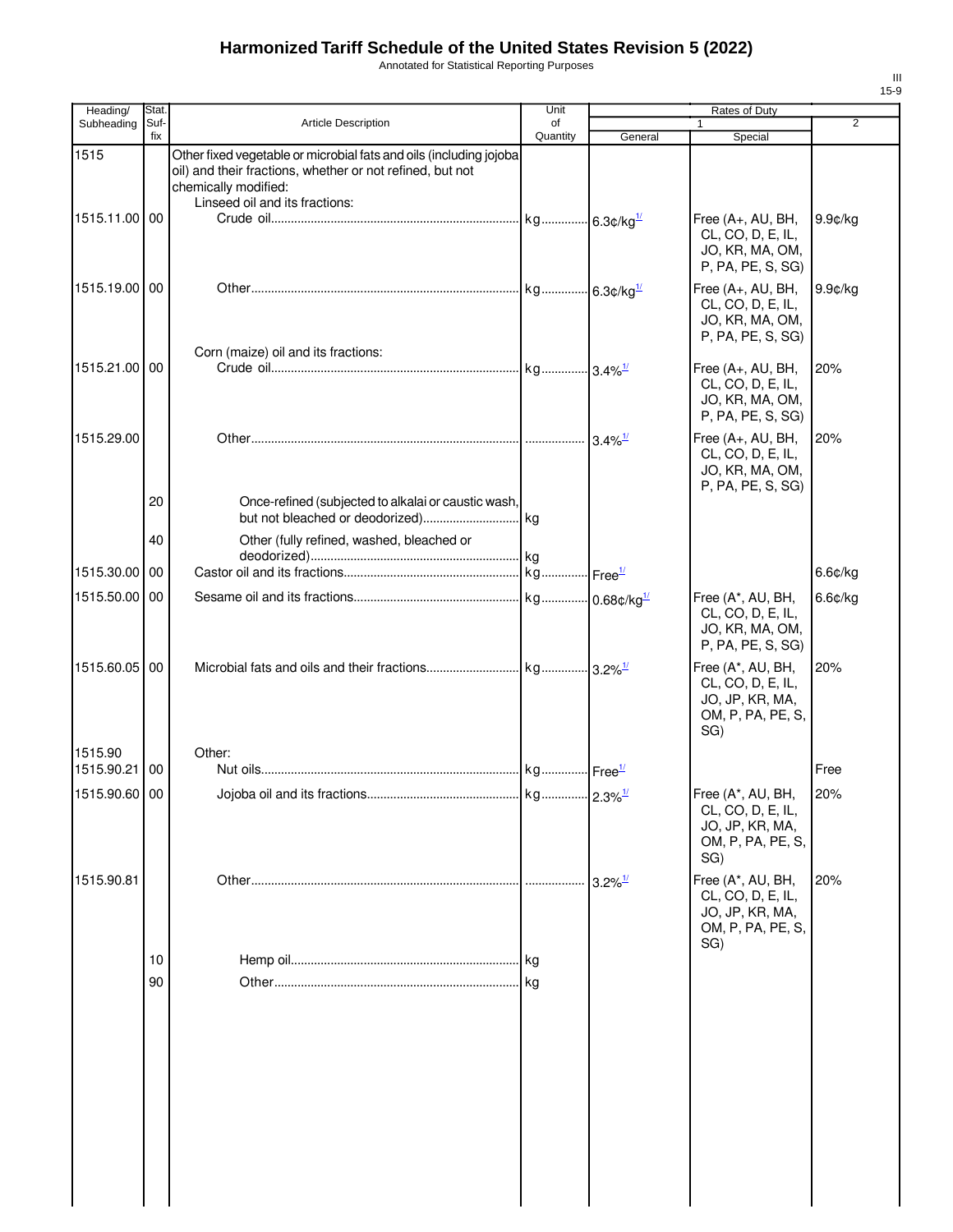# Harmonized Tariff Schedule of the United States Revision 5 (2022)

Annotated for Statistical Reporting Purposes

| Heading/ Subheading | Stat. Suf- fix | Article Description | Unit of Quantity | Rates of Duty 1 General | Special | 2 |
|---|---|---|---|---|---|---|
| 1515 | | Other fixed vegetable or microbial fats and oils (including jojoba oil) and their fractions, whether or not refined, but not chemically modified: | | | | |
| | | Linseed oil and its fractions: | | | | |
| 1515.11.00 | 00 | Crude oil | kg | 6.3¢/kg[1/] | Free (A+, AU, BH, CL, CO, D, E, IL, JO, KR, MA, OM, P, PA, PE, S, SG) | 9.9¢/kg |
| 1515.19.00 | 00 | Other | kg | 6.3¢/kg[1/] | Free (A+, AU, BH, CL, CO, D, E, IL, JO, KR, MA, OM, P, PA, PE, S, SG) | 9.9¢/kg |
| | | Corn (maize) oil and its fractions: | | | | |
| 1515.21.00 | 00 | Crude oil | kg | 3.4%[1/] | Free (A+, AU, BH, CL, CO, D, E, IL, JO, KR, MA, OM, P, PA, PE, S, SG) | 20% |
| 1515.29.00 | | Other | | 3.4%[1/] | Free (A+, AU, BH, CL, CO, D, E, IL, JO, KR, MA, OM, P, PA, PE, S, SG) | 20% |
| | 20 | Once-refined (subjected to alkalai or caustic wash, but not bleached or deodorized) | kg | | | |
| | 40 | Other (fully refined, washed, bleached or deodorized) | kg | | | |
| 1515.30.00 | 00 | Castor oil and its fractions | kg | Free[1/] | | 6.6¢/kg |
| 1515.50.00 | 00 | Sesame oil and its fractions | kg | 0.68¢/kg[1/] | Free (A*, AU, BH, CL, CO, D, E, IL, JO, KR, MA, OM, P, PA, PE, S, SG) | 6.6¢/kg |
| 1515.60.05 | 00 | Microbial fats and oils and their fractions | kg | 3.2%[1/] | Free (A*, AU, BH, CL, CO, D, E, IL, JO, JP, KR, MA, OM, P, PA, PE, S, SG) | 20% |
| 1515.90 | | Other: | | | | |
| 1515.90.21 | 00 | Nut oils | kg | Free[1/] | | Free |
| 1515.90.60 | 00 | Jojoba oil and its fractions | kg | 2.3%[1/] | Free (A*, AU, BH, CL, CO, D, E, IL, JO, JP, KR, MA, OM, P, PA, PE, S, SG) | 20% |
| 1515.90.81 | | Other | | 3.2%[1/] | Free (A*, AU, BH, CL, CO, D, E, IL, JO, JP, KR, MA, OM, P, PA, PE, S, SG) | 20% |
| | 10 | Hemp oil | kg | | | |
| | 90 | Other | kg | | | |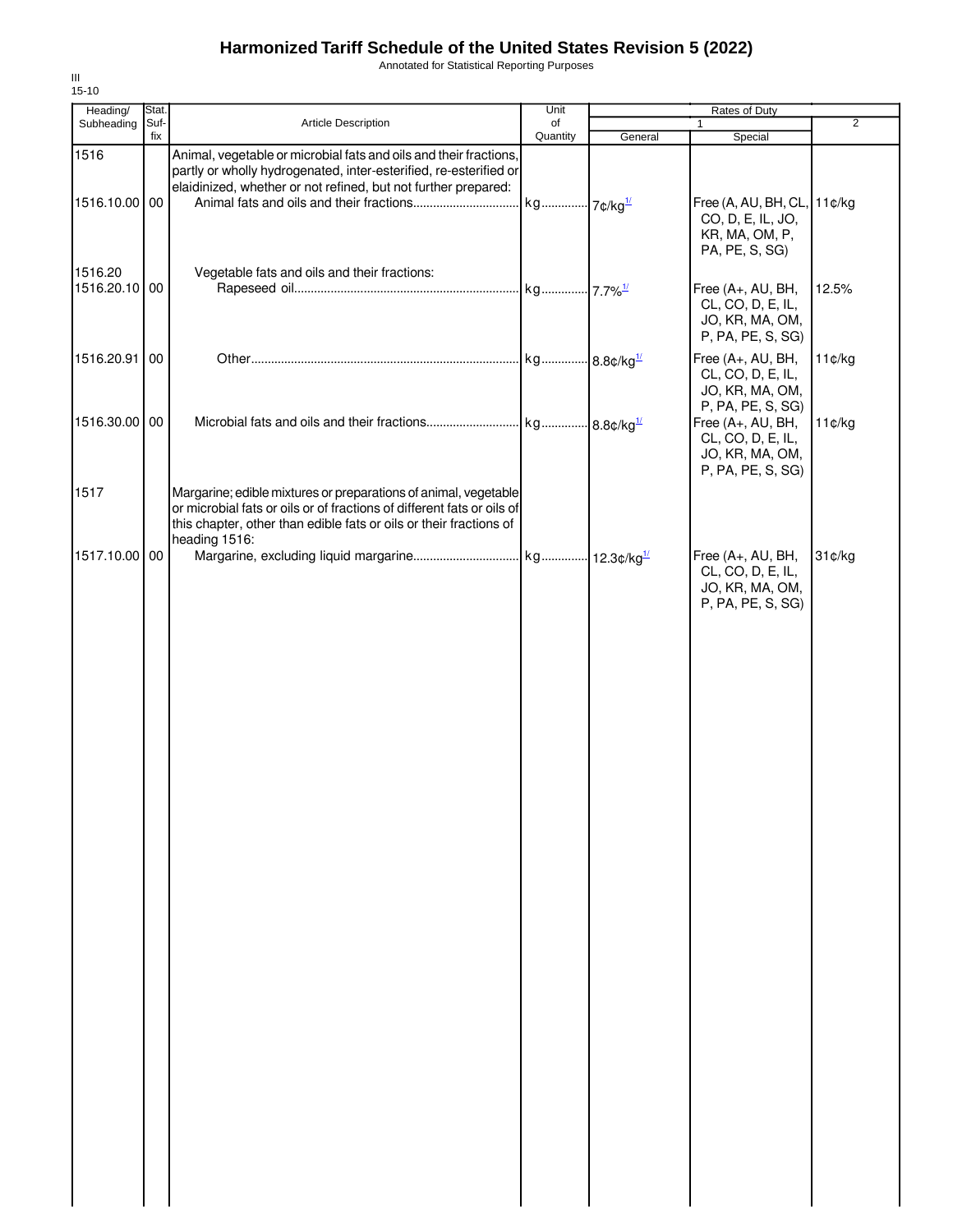# Harmonized Tariff Schedule of the United States Revision 5 (2022)

Annotated for Statistical Reporting Purposes

III
15-10

| Heading/ Subheading | Stat. Suf-fix | Article Description | Unit of Quantity | Rates of Duty 1 General | Special | 2 |
|---|---|---|---|---|---|---|
| 1516 | | Animal, vegetable or microbial fats and oils and their fractions, partly or wholly hydrogenated, inter-esterified, re-esterified or elaidinized, whether or not refined, but not further prepared: | | | | |
| 1516.10.00 | 00 | Animal fats and oils and their fractions | kg | 7¢/kg[1/] | Free (A, AU, BH, CL, CO, D, E, IL, JO, KR, MA, OM, P, PA, PE, S, SG) | 11¢/kg |
| 1516.20 | | Vegetable fats and oils and their fractions: | | | | |
| 1516.20.10 | 00 | Rapeseed oil | kg | 7.7%[1/] | Free (A+, AU, BH, CL, CO, D, E, IL, JO, KR, MA, OM, P, PA, PE, S, SG) | 12.5% |
| 1516.20.91 | 00 | Other | kg | 8.8¢/kg[1/] | Free (A+, AU, BH, CL, CO, D, E, IL, JO, KR, MA, OM, P, PA, PE, S, SG) | 11¢/kg |
| 1516.30.00 | 00 | Microbial fats and oils and their fractions | kg | 8.8¢/kg[1/] | Free (A+, AU, BH, CL, CO, D, E, IL, JO, KR, MA, OM, P, PA, PE, S, SG) | 11¢/kg |
| 1517 | | Margarine; edible mixtures or preparations of animal, vegetable or microbial fats or oils or of fractions of different fats or oils of this chapter, other than edible fats or oils or their fractions of heading 1516: | | | | |
| 1517.10.00 | 00 | Margarine, excluding liquid margarine | kg | 12.3¢/kg[1/] | Free (A+, AU, BH, CL, CO, D, E, IL, JO, KR, MA, OM, P, PA, PE, S, SG) | 31¢/kg |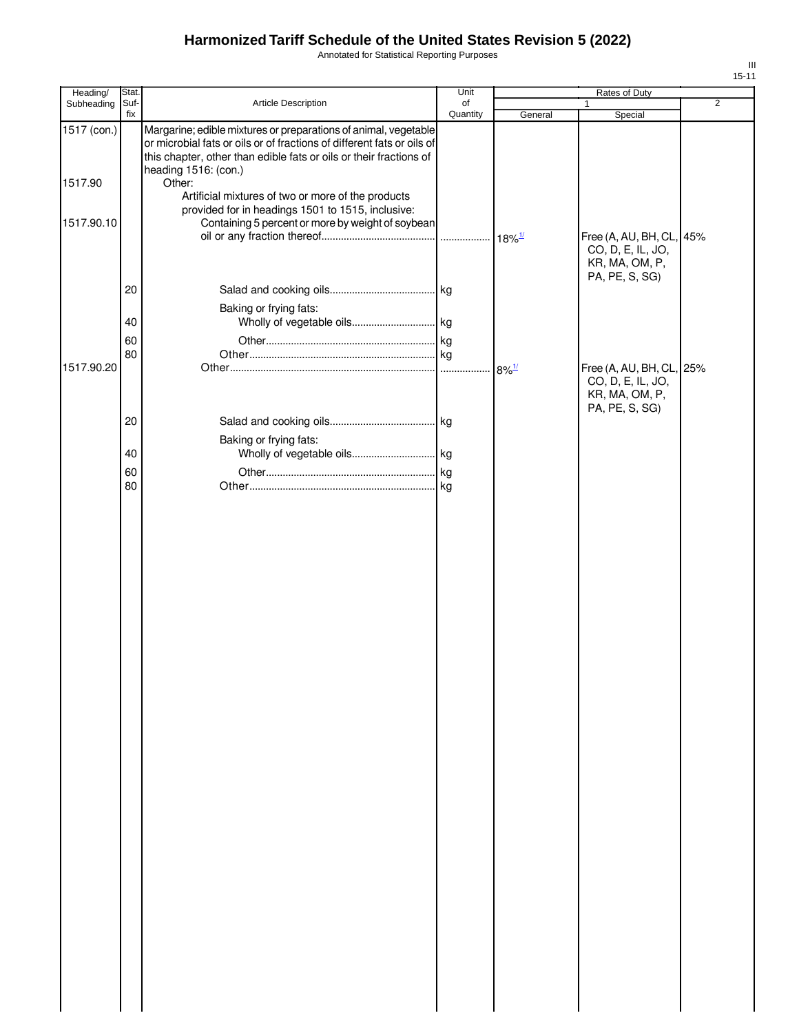# Harmonized Tariff Schedule of the United States Revision 5 (2022)

Annotated for Statistical Reporting Purposes

| Heading/ Subheading | Stat. Suf- fix | Article Description | Unit of Quantity | Rates of Duty 1 General | Rates of Duty 1 Special | Rates of Duty 2 |
|---|---|---|---|---|---|---|
| 1517 (con.) | | Margarine; edible mixtures or preparations of animal, vegetable or microbial fats or oils or of fractions of different fats or oils of this chapter, other than edible fats or oils or their fractions of heading 1516: (con.) | | | | |
| 1517.90 | | Other: | | | | |
| | | Artificial mixtures of two or more of the products provided for in headings 1501 to 1515, inclusive: | | | | |
| 1517.90.10 | | Containing 5 percent or more by weight of soybean oil or any fraction thereof | | 18%[1/] | Free (A, AU, BH, CL, CO, D, E, IL, JO, KR, MA, OM, P, PA, PE, S, SG) | 45% |
| | 20 | Salad and cooking oils | kg | | | |
| | | Baking or frying fats: | | | | |
| | 40 | Wholly of vegetable oils | kg | | | |
| | 60 | Other | kg | | | |
| | 80 | Other | kg | | | |
| 1517.90.20 | | Other | | 8%[1/] | Free (A, AU, BH, CL, CO, D, E, IL, JO, KR, MA, OM, P, PA, PE, S, SG) | 25% |
| | 20 | Salad and cooking oils | kg | | | |
| | | Baking or frying fats: | | | | |
| | 40 | Wholly of vegetable oils | kg | | | |
| | 60 | Other | kg | | | |
| | 80 | Other | kg | | | |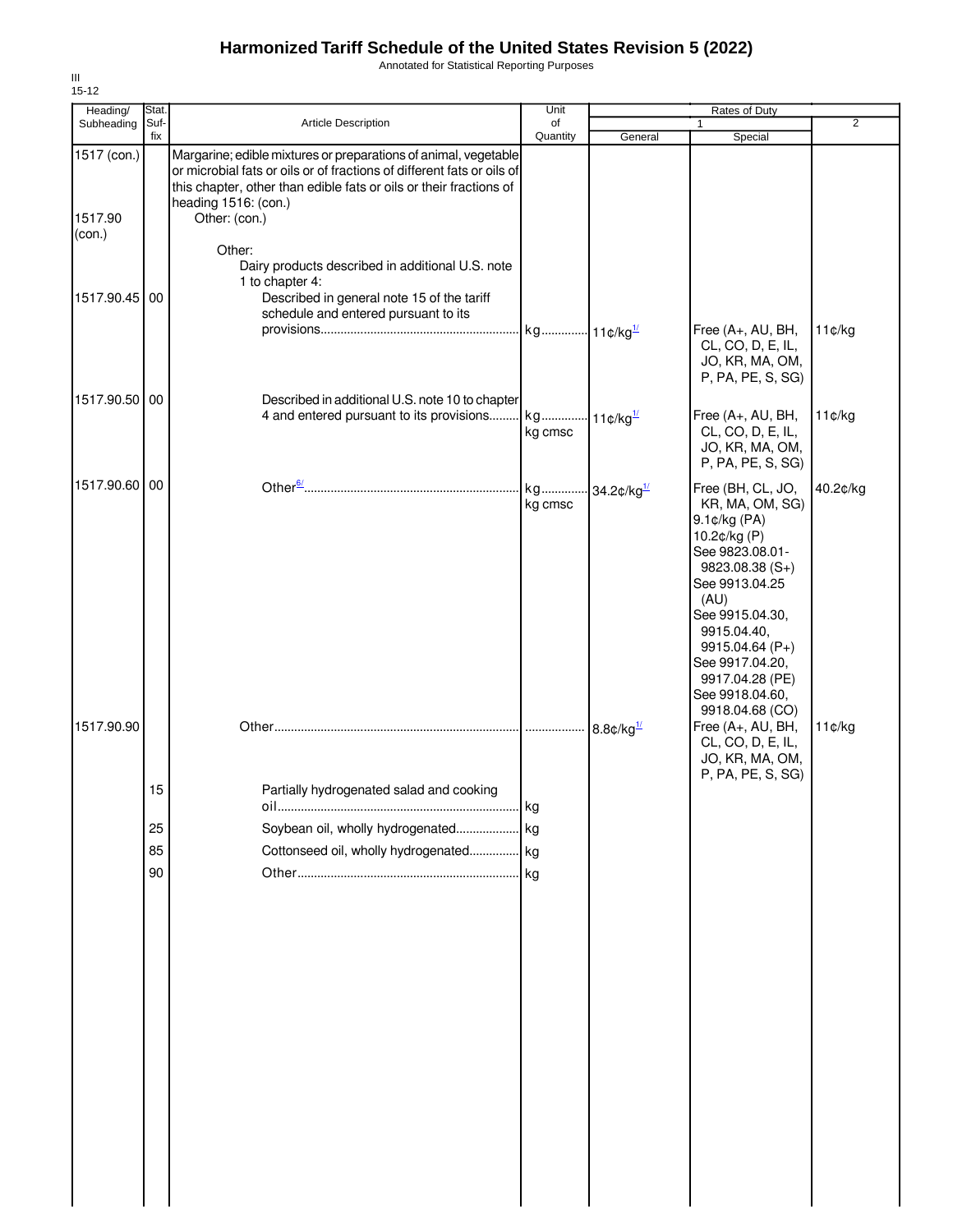# Harmonized Tariff Schedule of the United States Revision 5 (2022)

Annotated for Statistical Reporting Purposes

III
15-12

| Heading/ Subheading | Stat. Suf- fix | Article Description | Unit of Quantity | Rates of Duty 1 General | Special | 2 |
|---|---|---|---|---|---|---|
| 1517 (con.) | | Margarine; edible mixtures or preparations of animal, vegetable or microbial fats or oils or of fractions of different fats or oils of this chapter, other than edible fats or oils or their fractions of heading 1516: (con.) | | | | |
| 1517.90 (con.) | | Other: (con.) | | | | |
| | | Other: | | | | |
| | | Dairy products described in additional U.S. note 1 to chapter 4: | | | | |
| 1517.90.45 | 00 | Described in general note 15 of the tariff schedule and entered pursuant to its provisions | kg | 11¢/kg[1/] | Free (A+, AU, BH, CL, CO, D, E, IL, JO, KR, MA, OM, P, PA, PE, S, SG) | 11¢/kg |
| 1517.90.50 | 00 | Described in additional U.S. note 10 to chapter 4 and entered pursuant to its provisions | kg kg cmsc | 11¢/kg[1/] | Free (A+, AU, BH, CL, CO, D, E, IL, JO, KR, MA, OM, P, PA, PE, S, SG) | 11¢/kg |
| 1517.90.60 | 00 | Other[6/] | kg kg cmsc | 34.2¢/kg[1/] | Free (BH, CL, JO, KR, MA, OM, SG) 9.1¢/kg (PA) 10.2¢/kg (P) See 9823.08.01-9823.08.38 (S+) See 9913.04.25 (AU) See 9915.04.30, 9915.04.40, 9915.04.64 (P+) See 9917.04.20, 9917.04.28 (PE) See 9918.04.60, 9918.04.68 (CO) | 40.2¢/kg |
| 1517.90.90 | | Other | | 8.8¢/kg[1/] | Free (A+, AU, BH, CL, CO, D, E, IL, JO, KR, MA, OM, P, PA, PE, S, SG) | 11¢/kg |
| | 15 | Partially hydrogenated salad and cooking oil | kg | | | |
| | 25 | Soybean oil, wholly hydrogenated | kg | | | |
| | 85 | Cottonseed oil, wholly hydrogenated | kg | | | |
| | 90 | Other | kg | | | |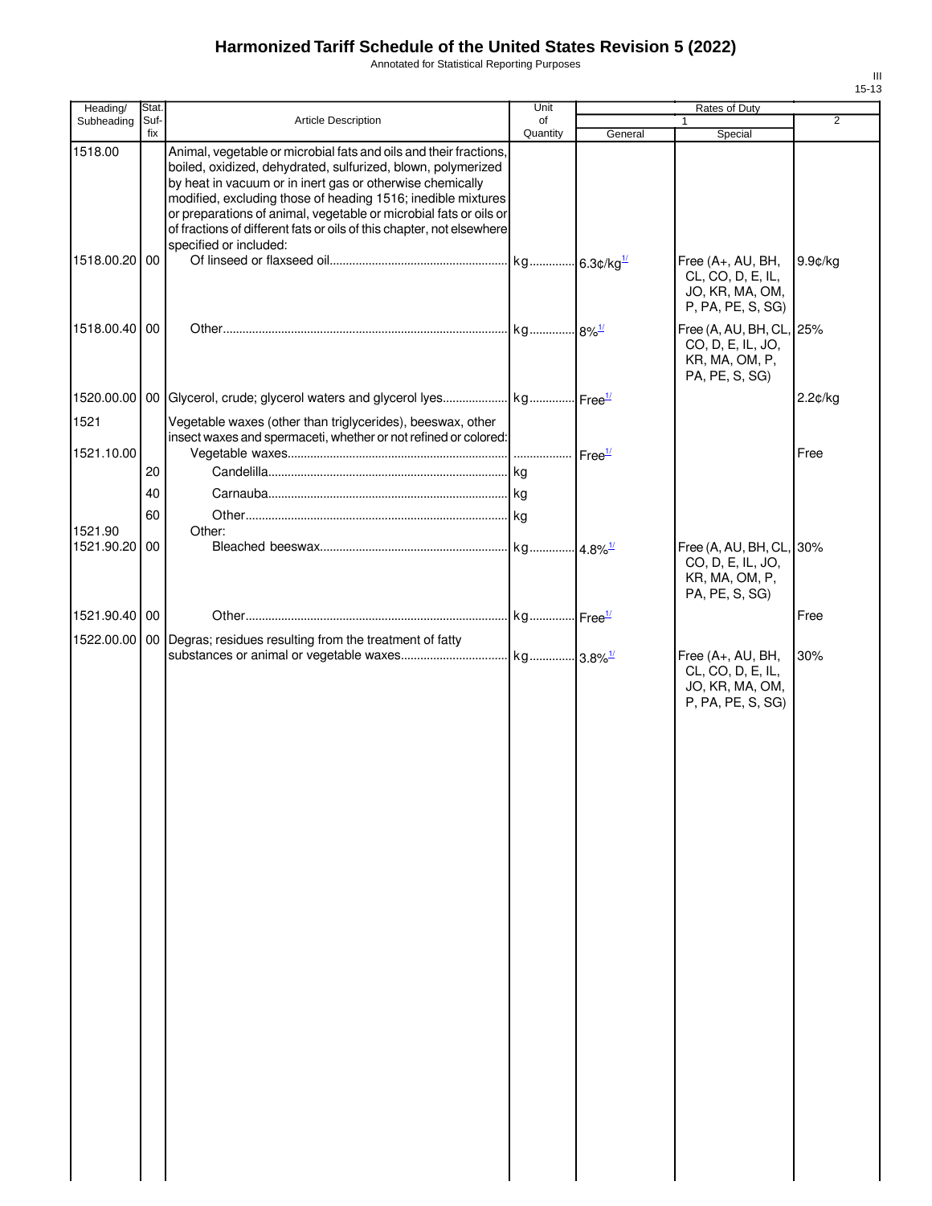# Harmonized Tariff Schedule of the United States Revision 5 (2022)

Annotated for Statistical Reporting Purposes

| Heading/ Subheading | Stat. Suf- fix | Article Description | Unit of Quantity | Rates of Duty | | |
|---|---|---|---|---|---|---|
| | | | | 1 | | 2 |
| | | | | General | Special | |
| 1518.00 | | Animal, vegetable or microbial fats and oils and their fractions, boiled, oxidized, dehydrated, sulfurized, blown, polymerized by heat in vacuum or in inert gas or otherwise chemically modified, excluding those of heading 1516; inedible mixtures or preparations of animal, vegetable or microbial fats or oils or of fractions of different fats or oils of this chapter, not elsewhere specified or included: | | | | |
| 1518.00.20 | 00 | Of linseed or flaxseed oil | kg | 6.3¢/kg[1/] | Free (A+, AU, BH, CL, CO, D, E, IL, JO, KR, MA, OM, P, PA, PE, S, SG) | 9.9¢/kg |
| 1518.00.40 | 00 | Other | kg | 8%[1/] | Free (A, AU, BH, CL, CO, D, E, IL, JO, KR, MA, OM, P, PA, PE, S, SG) | 25% |
| 1520.00.00 | 00 | Glycerol, crude; glycerol waters and glycerol lyes | kg | Free[1/] | | 2.2¢/kg |
| 1521 | | Vegetable waxes (other than triglycerides), beeswax, other insect waxes and spermaceti, whether or not refined or colored: | | | | |
| 1521.10.00 | | Vegetable waxes | | Free[1/] | | Free |
| | 20 | Candelilla | kg | | | |
| | 40 | Carnauba | kg | | | |
| | 60 | Other | kg | | | |
| 1521.90 | | Other: | | | | |
| 1521.90.20 | 00 | Bleached beeswax | kg | 4.8%[1/] | Free (A, AU, BH, CL, CO, D, E, IL, JO, KR, MA, OM, P, PA, PE, S, SG) | 30% |
| 1521.90.40 | 00 | Other | kg | Free[1/] | | Free |
| 1522.00.00 | 00 | Degras; residues resulting from the treatment of fatty substances or animal or vegetable waxes | kg | 3.8%[1/] | Free (A+, AU, BH, CL, CO, D, E, IL, JO, KR, MA, OM, P, PA, PE, S, SG) | 30% |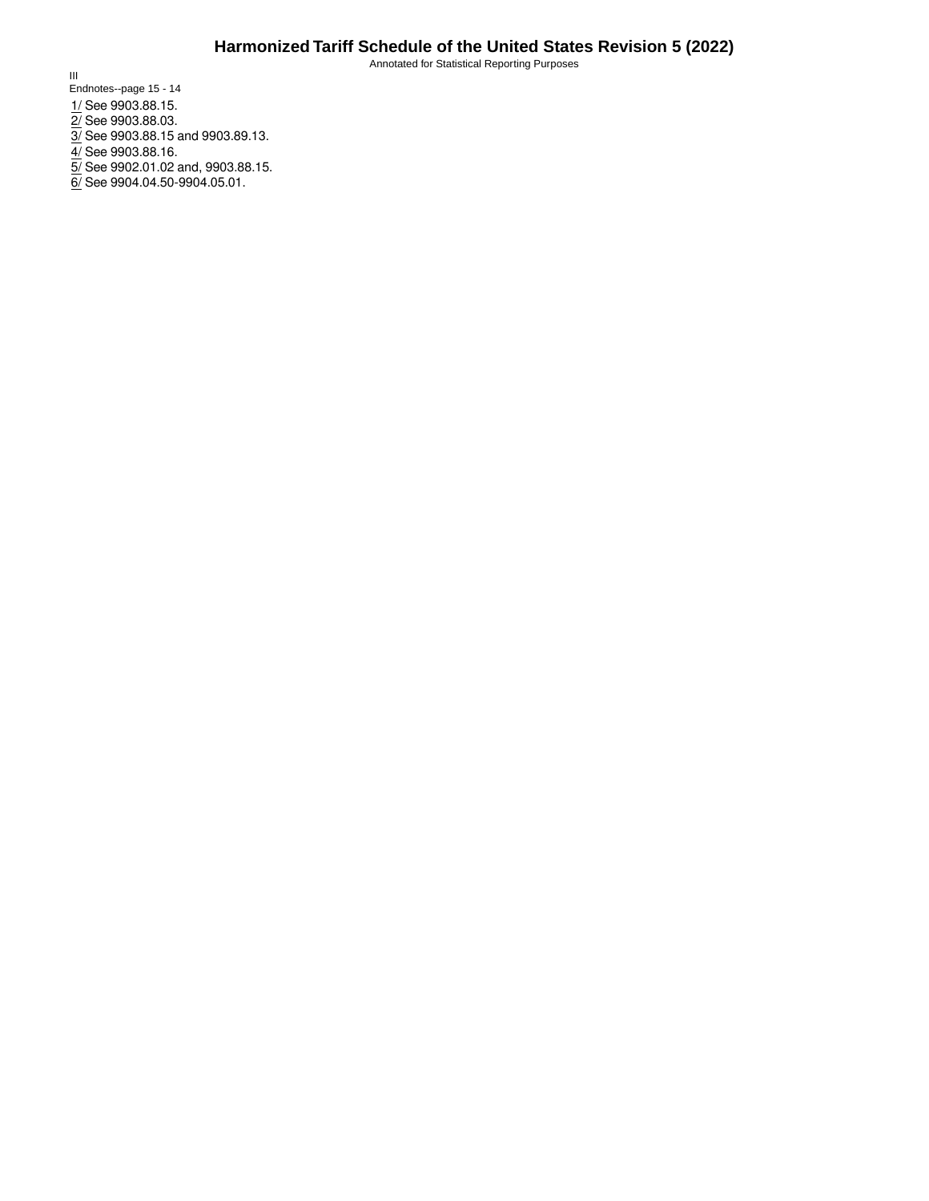III

Endnotes--page 15 - 14

1/ See 9903.88.15.

2/ See 9903.88.03.

3/ See 9903.88.15 and 9903.89.13.

4/ See 9903.88.16.

5/ See 9902.01.02 and, 9903.88.15.

6/ See 9904.04.50-9904.05.01.